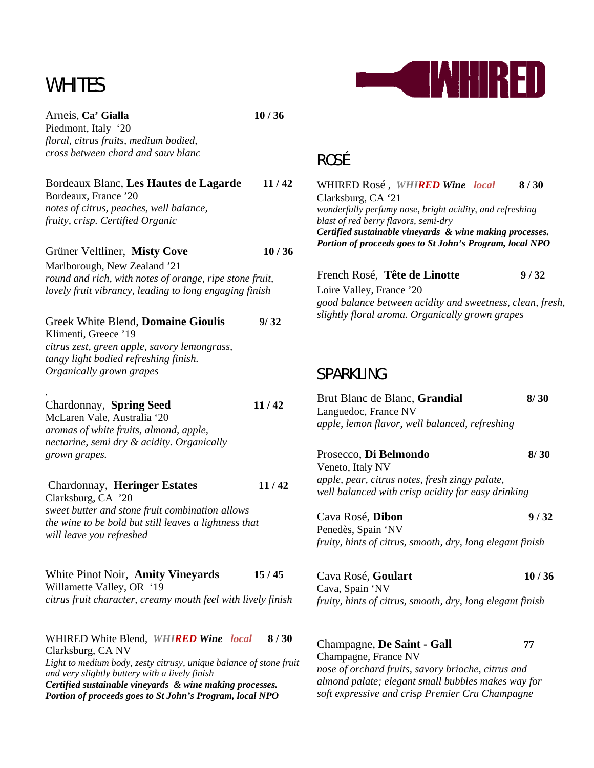# WHIRED

## WHITES

Arneis, **Ca' Gialla** **10 / 36**
Piedmont, Italy '20
*floral, citrus fruits, medium bodied, cross between chard and sauv blanc*

Bordeaux Blanc, **Les Hautes de Lagarde** **11 / 42**
Bordeaux, France '20
*notes of citrus, peaches, well balance, fruity, crisp. Certified Organic*

Grüner Veltliner, **Misty Cove** **10 / 36**
Marlborough, New Zealand '21
*round and rich, with notes of orange, ripe stone fruit, lovely fruit vibrancy, leading to long engaging finish*

Greek White Blend, **Domaine Gioulis** **9/ 32**
Klimenti, Greece '19
*citrus zest, green apple, savory lemongrass, tangy light bodied refreshing finish. Organically grown grapes*

Chardonnay, **Spring Seed** **11 / 42**
McLaren Vale, Australia '20
*aromas of white fruits, almond, apple, nectarine, semi dry & acidity. Organically grown grapes.*

Chardonnay, **Heringer Estates** **11 / 42**
Clarksburg, CA '20
*sweet butter and stone fruit combination allows the wine to be bold but still leaves a lightness that will leave you refreshed*

White Pinot Noir, **Amity Vineyards** **15 / 45**
Willamette Valley, OR '19
*citrus fruit character, creamy mouth feel with lively finish*

WHIRED White Blend, ***WHIRED Wine*** *local* **8 / 30**
Clarksburg, CA NV
*Light to medium body, zesty citrusy, unique balance of stone fruit and very slightly buttery with a lively finish*
***Certified sustainable vineyards & wine making processes.***
***Portion of proceeds goes to St John's Program, local NPO***

## ROSÉ

WHIRED Rosé , ***WHIRED Wine*** *local* **8 / 30**
Clarksburg, CA '21
*wonderfully perfumy nose, bright acidity, and refreshing blast of red berry flavors, semi-dry*
***Certified sustainable vineyards & wine making processes.***
***Portion of proceeds goes to St John's Program, local NPO***

French Rosé, **Tête de Linotte** **9 / 32**
Loire Valley, France '20
*good balance between acidity and sweetness, clean, fresh, slightly floral aroma. Organically grown grapes*

## SPARKLING

Brut Blanc de Blanc, **Grandial** **8/ 30**
Languedoc, France NV
*apple, lemon flavor, well balanced, refreshing*

Prosecco, **Di Belmondo** **8/ 30**
Veneto, Italy NV
*apple, pear, citrus notes, fresh zingy palate, well balanced with crisp acidity for easy drinking*

Cava Rosé, **Dibon** **9 / 32**
Penedès, Spain 'NV
*fruity, hints of citrus, smooth, dry, long elegant finish*

Cava Rosé, **Goulart** **10 / 36**
Cava, Spain 'NV
*fruity, hints of citrus, smooth, dry, long elegant finish*

Champagne, **De Saint - Gall** **77**
Champagne, France NV
*nose of orchard fruits, savory brioche, citrus and almond palate; elegant small bubbles makes way for soft expressive and crisp Premier Cru Champagne*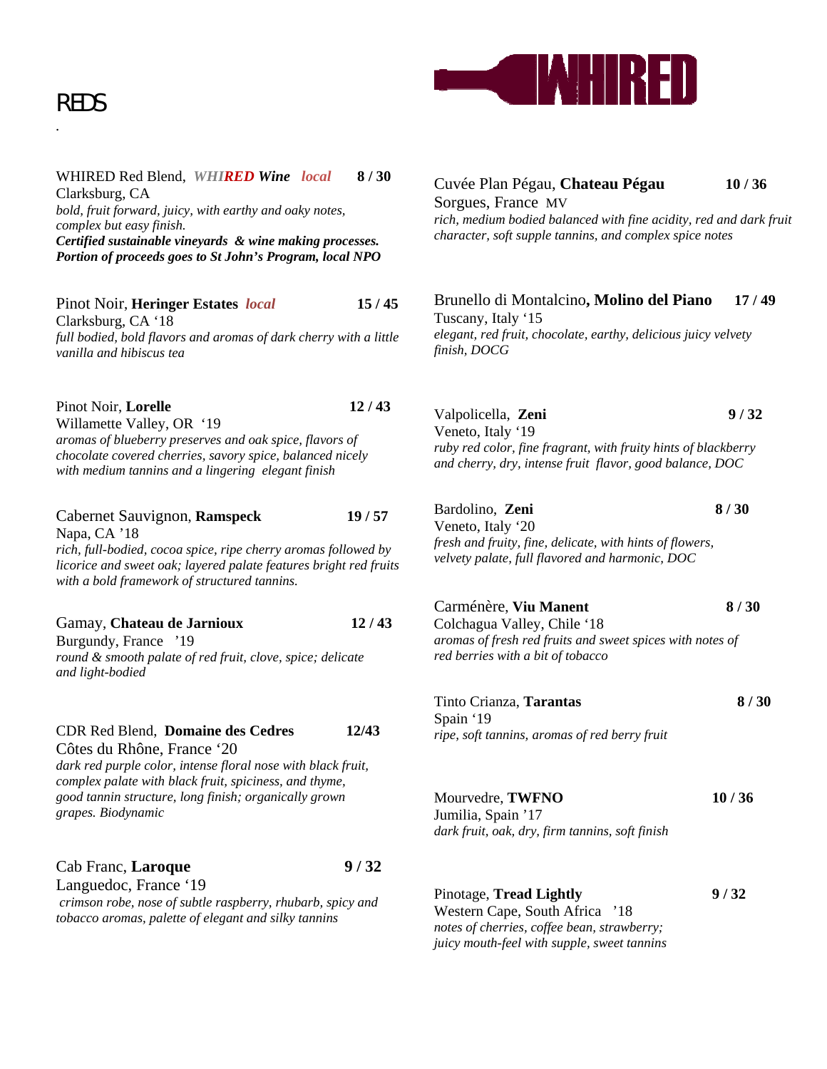# REDS

WHIRED (logo text)

WHIRED Red Blend, ***WHIRED Wine*** *local* **8 / 30**
Clarksburg, CA
*bold, fruit forward, juicy, with earthy and oaky notes, complex but easy finish.*
***Certified sustainable vineyards & wine making processes. Portion of proceeds goes to St John's Program, local NPO***

Pinot Noir, **Heringer Estates** *local* **15 / 45**
Clarksburg, CA '18
*full bodied, bold flavors and aromas of dark cherry with a little vanilla and hibiscus tea*

Pinot Noir, **Lorelle** **12 / 43**
Willamette Valley, OR '19
*aromas of blueberry preserves and oak spice, flavors of chocolate covered cherries, savory spice, balanced nicely with medium tannins and a lingering elegant finish*

Cabernet Sauvignon, **Ramspeck** **19 / 57**
Napa, CA '18
*rich, full-bodied, cocoa spice, ripe cherry aromas followed by licorice and sweet oak; layered palate features bright red fruits with a bold framework of structured tannins.*

Gamay, **Chateau de Jarnioux** **12 / 43**
Burgundy, France '19
*round & smooth palate of red fruit, clove, spice; delicate and light-bodied*

CDR Red Blend, **Domaine des Cedres** **12/43**
Côtes du Rhône, France '20
*dark red purple color, intense floral nose with black fruit, complex palate with black fruit, spiciness, and thyme, good tannin structure, long finish; organically grown grapes. Biodynamic*

Cab Franc, **Laroque** **9 / 32**
Languedoc, France '19
*crimson robe, nose of subtle raspberry, rhubarb, spicy and tobacco aromas, palette of elegant and silky tannins*

Cuvée Plan Pégau, **Chateau Pégau** **10 / 36**
Sorgues, France MV
*rich, medium bodied balanced with fine acidity, red and dark fruit character, soft supple tannins, and complex spice notes*

Brunello di Montalcino, **Molino del Piano** **17 / 49**
Tuscany, Italy '15
*elegant, red fruit, chocolate, earthy, delicious juicy velvety finish, DOCG*

Valpolicella, **Zeni** **9 / 32**
Veneto, Italy '19
*ruby red color, fine fragrant, with fruity hints of blackberry and cherry, dry, intense fruit flavor, good balance, DOC*

Bardolino, **Zeni** **8 / 30**
Veneto, Italy '20
*fresh and fruity, fine, delicate, with hints of flowers, velvety palate, full flavored and harmonic, DOC*

Carménère, **Viu Manent** **8 / 30**
Colchagua Valley, Chile '18
*aromas of fresh red fruits and sweet spices with notes of red berries with a bit of tobacco*

Tinto Crianza, **Tarantas** **8 / 30**
Spain '19
*ripe, soft tannins, aromas of red berry fruit*

Mourvedre, **TWFNO** **10 / 36**
Jumilia, Spain '17
*dark fruit, oak, dry, firm tannins, soft finish*

Pinotage, **Tread Lightly** **9 / 32**
Western Cape, South Africa '18
*notes of cherries, coffee bean, strawberry; juicy mouth-feel with supple, sweet tannins*